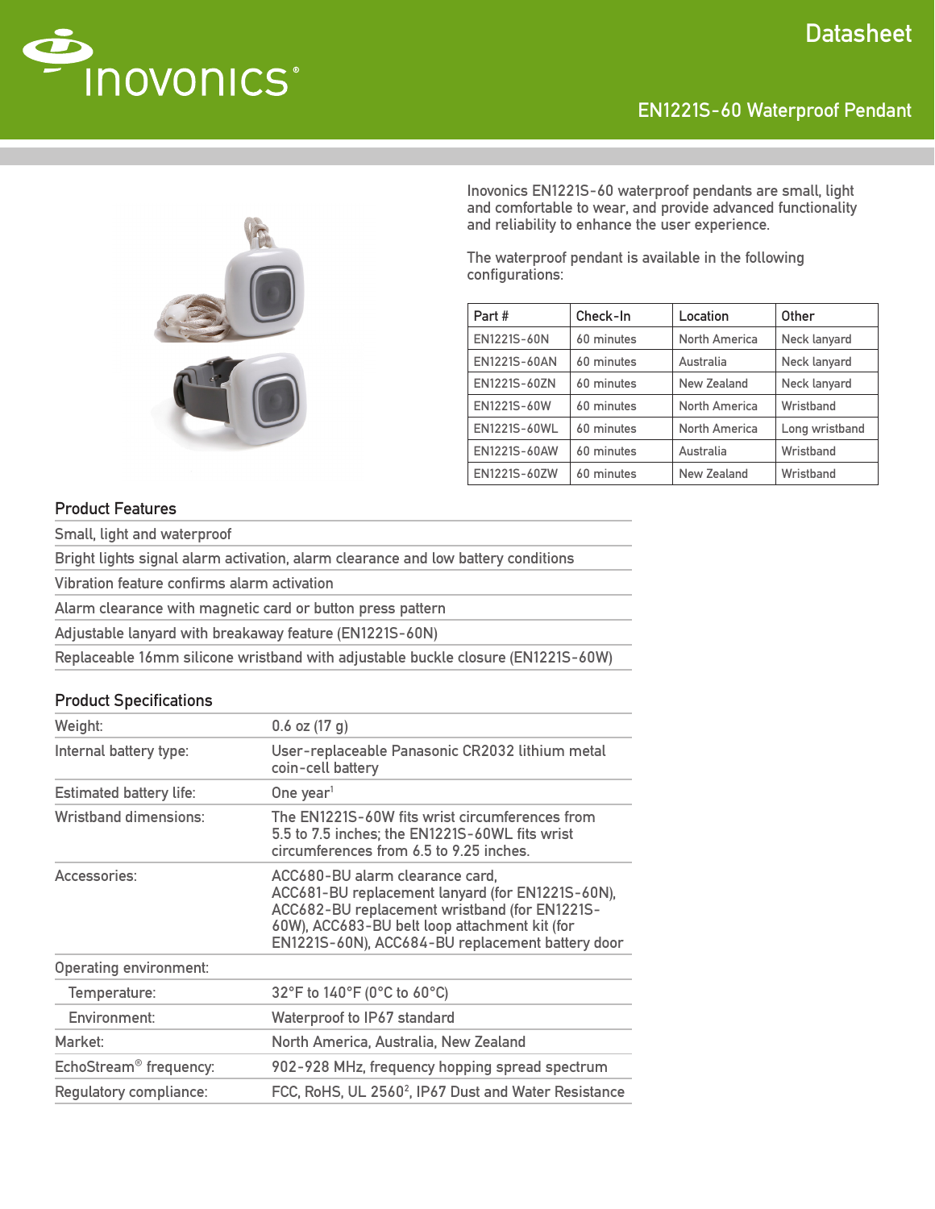# EN1221S-60 Waterproof Pendant

Datasheet

Inovonics EN1221S-60 waterproof pendants are small, light and comfortable to wear, and provide advanced functionality and reliability to enhance the user experience.

The waterproof pendant is available in the following configurations:

| Part # | Check-In | Location | Other |
|---|---|---|---|
| EN1221S-60N | 60 minutes | North America | Neck lanyard |
| EN1221S-60AN | 60 minutes | Australia | Neck lanyard |
| EN1221S-60ZN | 60 minutes | New Zealand | Neck lanyard |
| EN1221S-60W | 60 minutes | North America | Wristband |
| EN1221S-60WL | 60 minutes | North America | Long wristband |
| EN1221S-60AW | 60 minutes | Australia | Wristband |
| EN1221S-60ZW | 60 minutes | New Zealand | Wristband |

## Product Features

- Small, light and waterproof
- Bright lights signal alarm activation, alarm clearance and low battery conditions
- Vibration feature confirms alarm activation
- Alarm clearance with magnetic card or button press pattern
- Adjustable lanyard with breakaway feature (EN1221S-60N)
- Replaceable 16mm silicone wristband with adjustable buckle closure (EN1221S-60W)

## Product Specifications

| | |
|---|---|
| Weight: | 0.6 oz (17 g) |
| Internal battery type: | User-replaceable Panasonic CR2032 lithium metal coin-cell battery |
| Estimated battery life: | One year[1] |
| Wristband dimensions: | The EN1221S-60W fits wrist circumferences from 5.5 to 7.5 inches; the EN1221S-60WL fits wrist circumferences from 6.5 to 9.25 inches. |
| Accessories: | ACC680-BU alarm clearance card, ACC681-BU replacement lanyard (for EN1221S-60N), ACC682-BU replacement wristband (for EN1221S-60W), ACC683-BU belt loop attachment kit (for EN1221S-60N), ACC684-BU replacement battery door |
| Operating environment: | |
| Temperature: | 32°F to 140°F (0°C to 60°C) |
| Environment: | Waterproof to IP67 standard |
| Market: | North America, Australia, New Zealand |
| EchoStream® frequency: | 902-928 MHz, frequency hopping spread spectrum |
| Regulatory compliance: | FCC, RoHS, UL 2560[2], IP67 Dust and Water Resistance |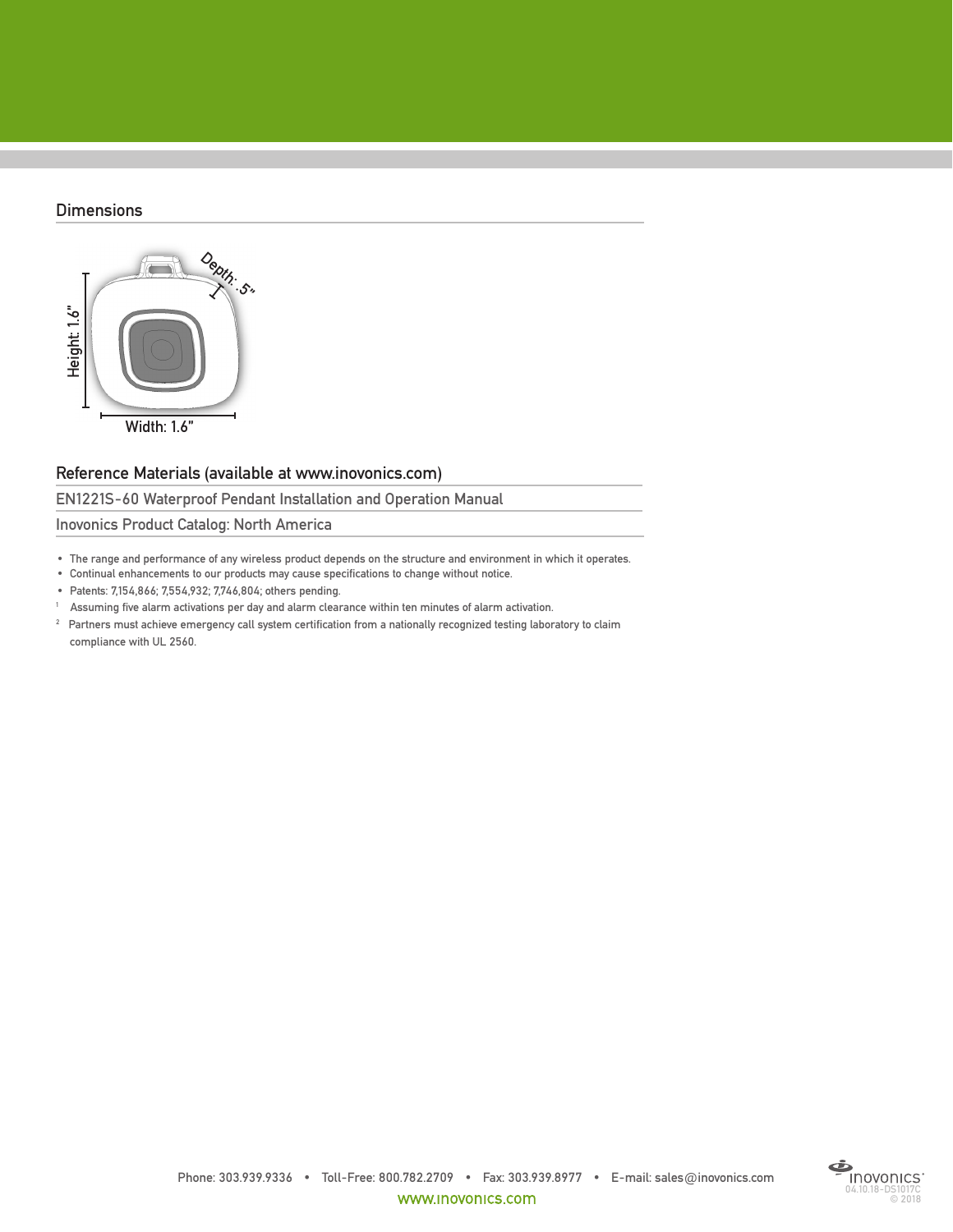## Dimensions

Depth: .5"

Height: 1.6"

Width: 1.6"

## Reference Materials (available at www.inovonics.com)

EN1221S-60 Waterproof Pendant Installation and Operation Manual

Inovonics Product Catalog: North America

- The range and performance of any wireless product depends on the structure and environment in which it operates.
- Continual enhancements to our products may cause specifications to change without notice.
- Patents: 7,154,866; 7,554,932; 7,746,804; others pending.

[1] Assuming five alarm activations per day and alarm clearance within ten minutes of alarm activation.

[2] Partners must achieve emergency call system certification from a nationally recognized testing laboratory to claim compliance with UL 2560.

Phone: 303.939.9336 • Toll-Free: 800.782.2709 • Fax: 303.939.8977 • E-mail: sales@inovonics.com

www.inovonics.com

04.10.18-DS1017C
© 2018